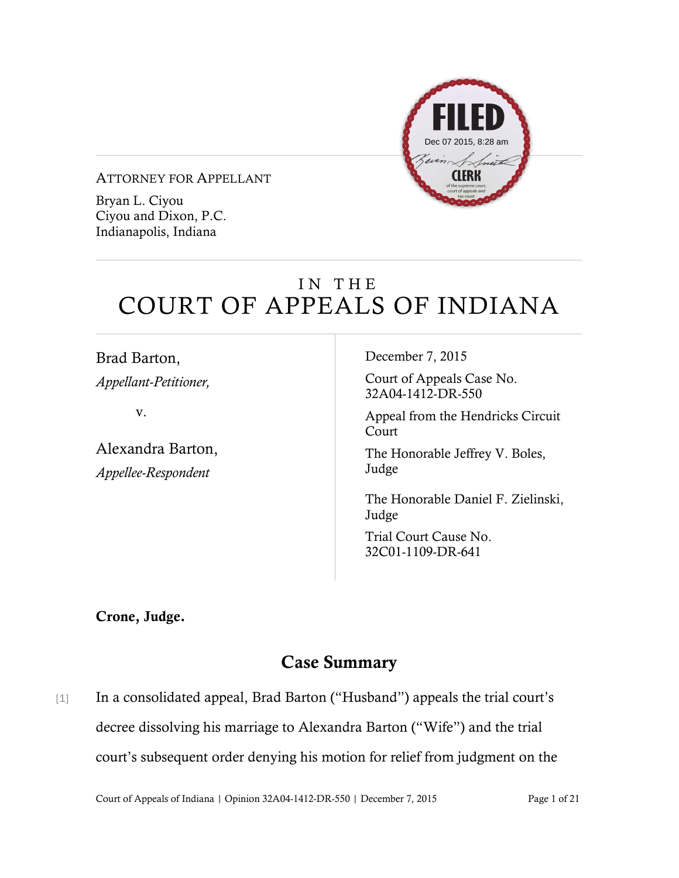FILED
Dec 07 2015, 8:28 am
CLERK
of the supreme court, court of appeals and tax court

ATTORNEY FOR APPELLANT

Bryan L. Ciyou
Ciyou and Dixon, P.C.
Indianapolis, Indiana

# IN THE COURT OF APPEALS OF INDIANA

Brad Barton,
*Appellant-Petitioner,*

v.

Alexandra Barton,
*Appellee-Respondent*

December 7, 2015

Court of Appeals Case No. 32A04-1412-DR-550

Appeal from the Hendricks Circuit Court

The Honorable Jeffrey V. Boles, Judge

The Honorable Daniel F. Zielinski, Judge

Trial Court Cause No. 32C01-1109-DR-641

**Crone, Judge.**

## Case Summary

[1] In a consolidated appeal, Brad Barton ("Husband") appeals the trial court's decree dissolving his marriage to Alexandra Barton ("Wife") and the trial court's subsequent order denying his motion for relief from judgment on the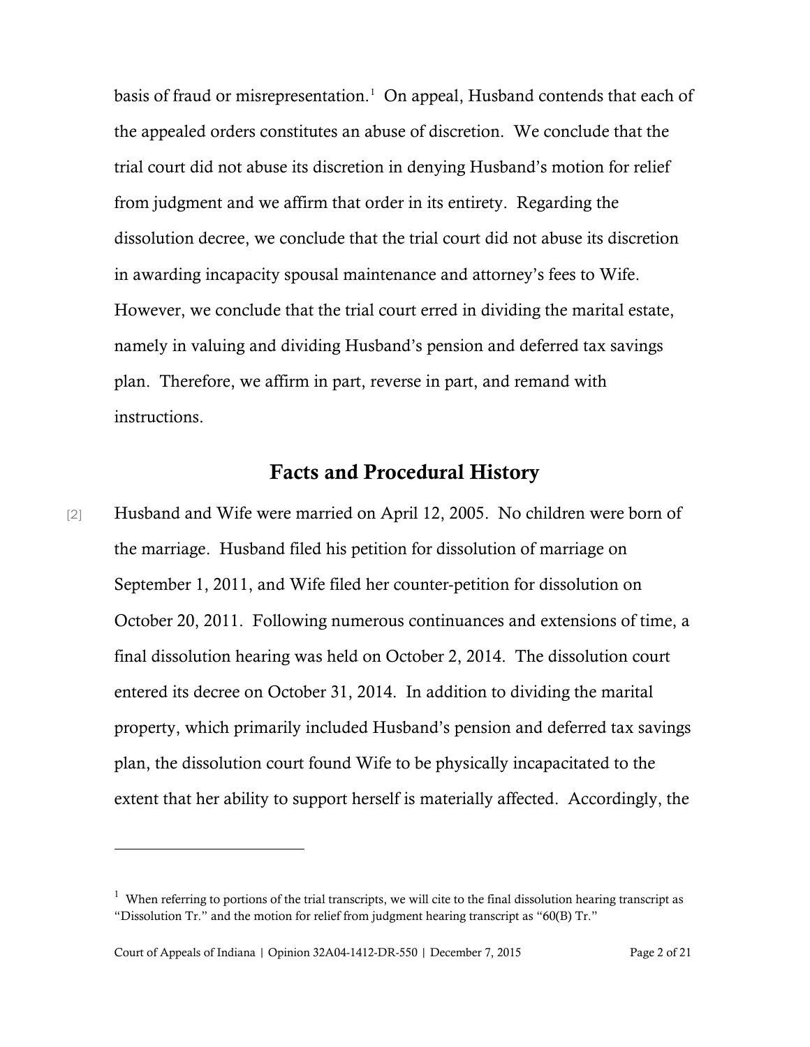basis of fraud or misrepresentation.[1] On appeal, Husband contends that each of the appealed orders constitutes an abuse of discretion. We conclude that the trial court did not abuse its discretion in denying Husband's motion for relief from judgment and we affirm that order in its entirety. Regarding the dissolution decree, we conclude that the trial court did not abuse its discretion in awarding incapacity spousal maintenance and attorney's fees to Wife. However, we conclude that the trial court erred in dividing the marital estate, namely in valuing and dividing Husband's pension and deferred tax savings plan. Therefore, we affirm in part, reverse in part, and remand with instructions.

## Facts and Procedural History

[2] Husband and Wife were married on April 12, 2005. No children were born of the marriage. Husband filed his petition for dissolution of marriage on September 1, 2011, and Wife filed her counter-petition for dissolution on October 20, 2011. Following numerous continuances and extensions of time, a final dissolution hearing was held on October 2, 2014. The dissolution court entered its decree on October 31, 2014. In addition to dividing the marital property, which primarily included Husband's pension and deferred tax savings plan, the dissolution court found Wife to be physically incapacitated to the extent that her ability to support herself is materially affected. Accordingly, the

[1] When referring to portions of the trial transcripts, we will cite to the final dissolution hearing transcript as "Dissolution Tr." and the motion for relief from judgment hearing transcript as "60(B) Tr."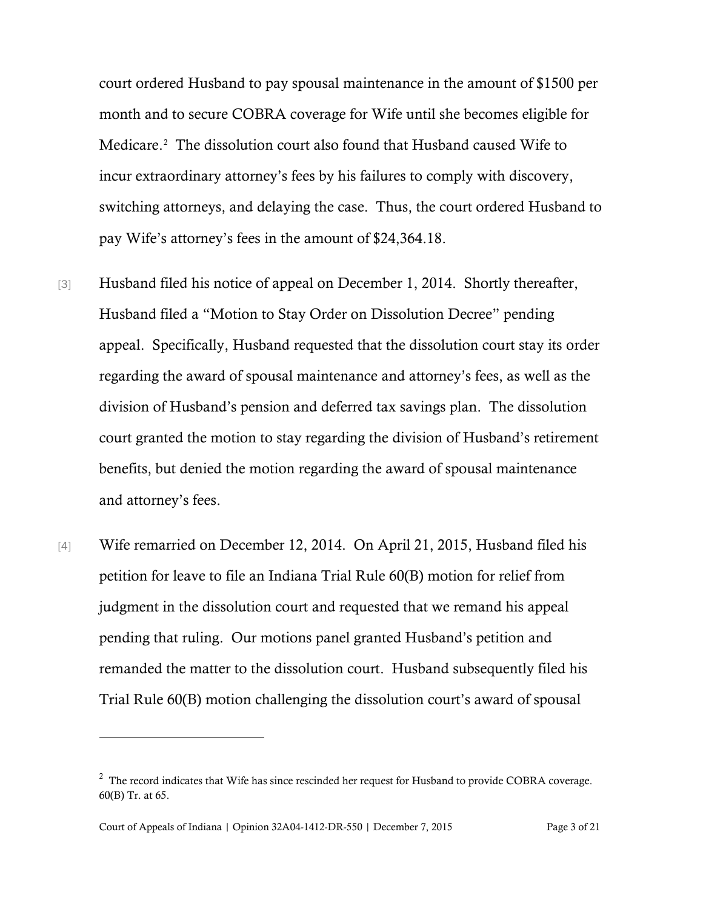court ordered Husband to pay spousal maintenance in the amount of $1500 per month and to secure COBRA coverage for Wife until she becomes eligible for Medicare.[2] The dissolution court also found that Husband caused Wife to incur extraordinary attorney's fees by his failures to comply with discovery, switching attorneys, and delaying the case. Thus, the court ordered Husband to pay Wife's attorney's fees in the amount of $24,364.18.

[3] Husband filed his notice of appeal on December 1, 2014. Shortly thereafter, Husband filed a "Motion to Stay Order on Dissolution Decree" pending appeal. Specifically, Husband requested that the dissolution court stay its order regarding the award of spousal maintenance and attorney's fees, as well as the division of Husband's pension and deferred tax savings plan. The dissolution court granted the motion to stay regarding the division of Husband's retirement benefits, but denied the motion regarding the award of spousal maintenance and attorney's fees.

[4] Wife remarried on December 12, 2014. On April 21, 2015, Husband filed his petition for leave to file an Indiana Trial Rule 60(B) motion for relief from judgment in the dissolution court and requested that we remand his appeal pending that ruling. Our motions panel granted Husband's petition and remanded the matter to the dissolution court. Husband subsequently filed his Trial Rule 60(B) motion challenging the dissolution court's award of spousal

---

[2] The record indicates that Wife has since rescinded her request for Husband to provide COBRA coverage. 60(B) Tr. at 65.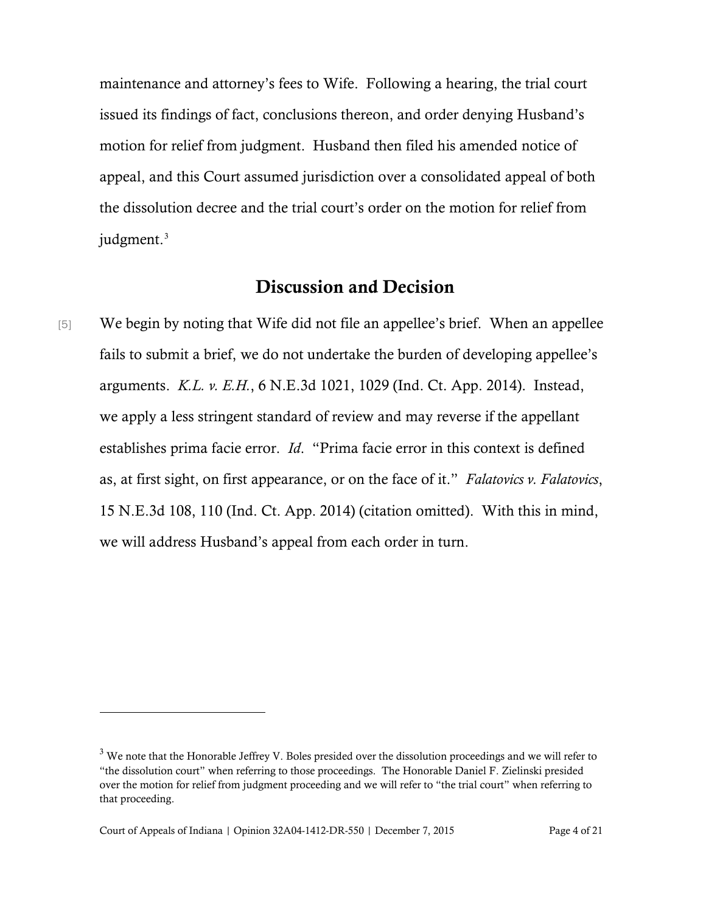maintenance and attorney's fees to Wife. Following a hearing, the trial court issued its findings of fact, conclusions thereon, and order denying Husband's motion for relief from judgment. Husband then filed his amended notice of appeal, and this Court assumed jurisdiction over a consolidated appeal of both the dissolution decree and the trial court's order on the motion for relief from judgment.[3]

## Discussion and Decision

[5] We begin by noting that Wife did not file an appellee's brief. When an appellee fails to submit a brief, we do not undertake the burden of developing appellee's arguments. *K.L. v. E.H.*, 6 N.E.3d 1021, 1029 (Ind. Ct. App. 2014). Instead, we apply a less stringent standard of review and may reverse if the appellant establishes prima facie error. *Id*. "Prima facie error in this context is defined as, at first sight, on first appearance, or on the face of it." *Falatovics v. Falatovics*, 15 N.E.3d 108, 110 (Ind. Ct. App. 2014) (citation omitted). With this in mind, we will address Husband's appeal from each order in turn.

---

[3] We note that the Honorable Jeffrey V. Boles presided over the dissolution proceedings and we will refer to "the dissolution court" when referring to those proceedings. The Honorable Daniel F. Zielinski presided over the motion for relief from judgment proceeding and we will refer to "the trial court" when referring to that proceeding.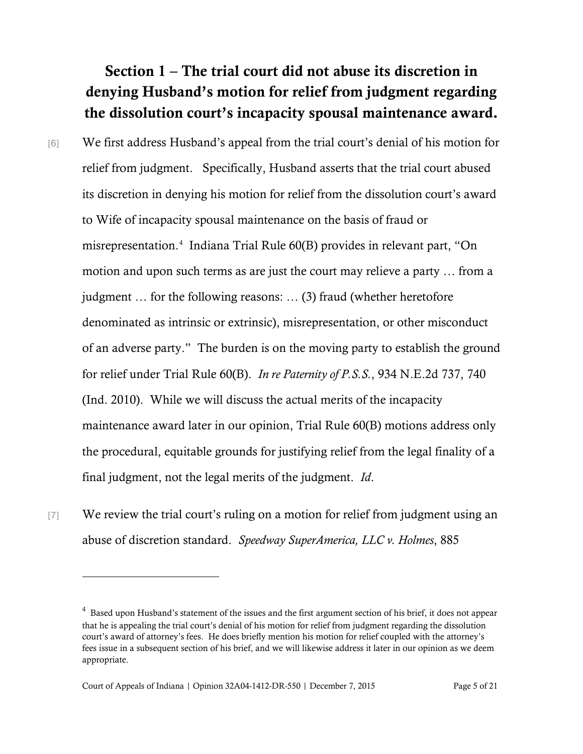## Section 1 – The trial court did not abuse its discretion in denying Husband's motion for relief from judgment regarding the dissolution court's incapacity spousal maintenance award.

[6] We first address Husband's appeal from the trial court's denial of his motion for relief from judgment. Specifically, Husband asserts that the trial court abused its discretion in denying his motion for relief from the dissolution court's award to Wife of incapacity spousal maintenance on the basis of fraud or misrepresentation.[4] Indiana Trial Rule 60(B) provides in relevant part, "On motion and upon such terms as are just the court may relieve a party … from a judgment … for the following reasons: … (3) fraud (whether heretofore denominated as intrinsic or extrinsic), misrepresentation, or other misconduct of an adverse party." The burden is on the moving party to establish the ground for relief under Trial Rule 60(B). *In re Paternity of P.S.S.*, 934 N.E.2d 737, 740 (Ind. 2010). While we will discuss the actual merits of the incapacity maintenance award later in our opinion, Trial Rule 60(B) motions address only the procedural, equitable grounds for justifying relief from the legal finality of a final judgment, not the legal merits of the judgment. *Id*.

[7] We review the trial court's ruling on a motion for relief from judgment using an abuse of discretion standard. *Speedway SuperAmerica, LLC v. Holmes*, 885

---

[4] Based upon Husband's statement of the issues and the first argument section of his brief, it does not appear that he is appealing the trial court's denial of his motion for relief from judgment regarding the dissolution court's award of attorney's fees. He does briefly mention his motion for relief coupled with the attorney's fees issue in a subsequent section of his brief, and we will likewise address it later in our opinion as we deem appropriate.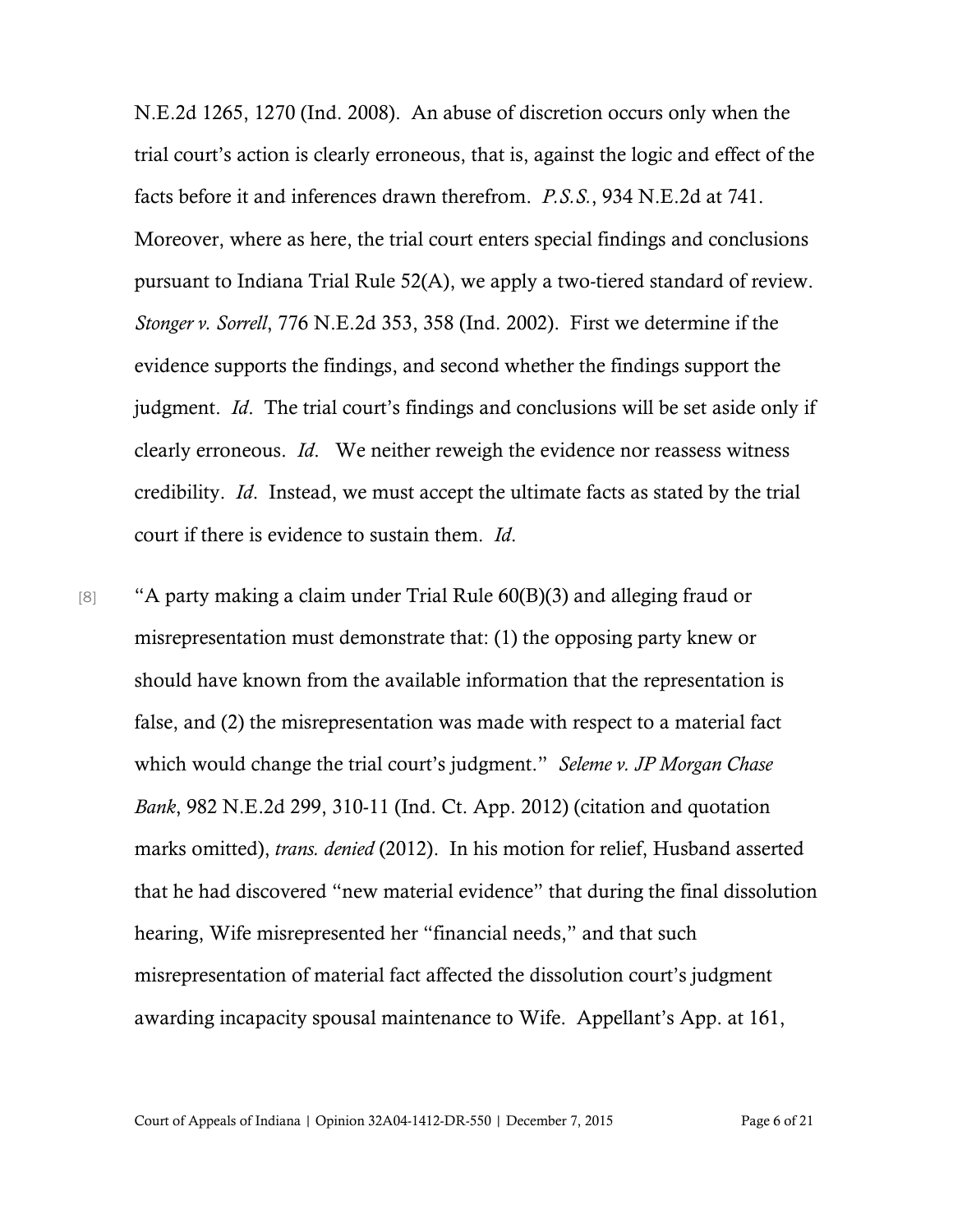N.E.2d 1265, 1270 (Ind. 2008). An abuse of discretion occurs only when the trial court's action is clearly erroneous, that is, against the logic and effect of the facts before it and inferences drawn therefrom. *P.S.S.*, 934 N.E.2d at 741. Moreover, where as here, the trial court enters special findings and conclusions pursuant to Indiana Trial Rule 52(A), we apply a two-tiered standard of review. *Stonger v. Sorrell*, 776 N.E.2d 353, 358 (Ind. 2002). First we determine if the evidence supports the findings, and second whether the findings support the judgment. *Id*. The trial court's findings and conclusions will be set aside only if clearly erroneous. *Id*. We neither reweigh the evidence nor reassess witness credibility. *Id*. Instead, we must accept the ultimate facts as stated by the trial court if there is evidence to sustain them. *Id*.

[8] "A party making a claim under Trial Rule 60(B)(3) and alleging fraud or misrepresentation must demonstrate that: (1) the opposing party knew or should have known from the available information that the representation is false, and (2) the misrepresentation was made with respect to a material fact which would change the trial court's judgment." *Seleme v. JP Morgan Chase Bank*, 982 N.E.2d 299, 310-11 (Ind. Ct. App. 2012) (citation and quotation marks omitted), *trans. denied* (2012). In his motion for relief, Husband asserted that he had discovered "new material evidence" that during the final dissolution hearing, Wife misrepresented her "financial needs," and that such misrepresentation of material fact affected the dissolution court's judgment awarding incapacity spousal maintenance to Wife. Appellant's App. at 161,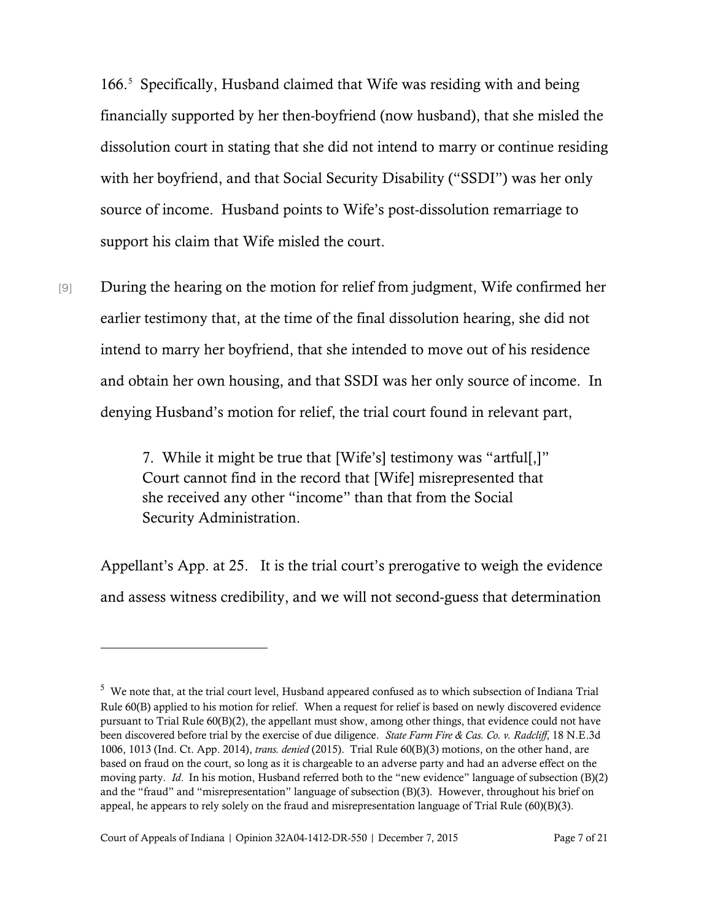166.[5] Specifically, Husband claimed that Wife was residing with and being financially supported by her then-boyfriend (now husband), that she misled the dissolution court in stating that she did not intend to marry or continue residing with her boyfriend, and that Social Security Disability ("SSDI") was her only source of income. Husband points to Wife's post-dissolution remarriage to support his claim that Wife misled the court.

[9] During the hearing on the motion for relief from judgment, Wife confirmed her earlier testimony that, at the time of the final dissolution hearing, she did not intend to marry her boyfriend, that she intended to move out of his residence and obtain her own housing, and that SSDI was her only source of income. In denying Husband's motion for relief, the trial court found in relevant part,

> 7. While it might be true that [Wife's] testimony was "artful[,]" Court cannot find in the record that [Wife] misrepresented that she received any other "income" than that from the Social Security Administration.

Appellant's App. at 25. It is the trial court's prerogative to weigh the evidence and assess witness credibility, and we will not second-guess that determination

---

[5] We note that, at the trial court level, Husband appeared confused as to which subsection of Indiana Trial Rule 60(B) applied to his motion for relief. When a request for relief is based on newly discovered evidence pursuant to Trial Rule 60(B)(2), the appellant must show, among other things, that evidence could not have been discovered before trial by the exercise of due diligence. *State Farm Fire & Cas. Co. v. Radcliff*, 18 N.E.3d 1006, 1013 (Ind. Ct. App. 2014), *trans. denied* (2015). Trial Rule 60(B)(3) motions, on the other hand, are based on fraud on the court, so long as it is chargeable to an adverse party and had an adverse effect on the moving party. *Id*. In his motion, Husband referred both to the "new evidence" language of subsection (B)(2) and the "fraud" and "misrepresentation" language of subsection (B)(3). However, throughout his brief on appeal, he appears to rely solely on the fraud and misrepresentation language of Trial Rule (60)(B)(3).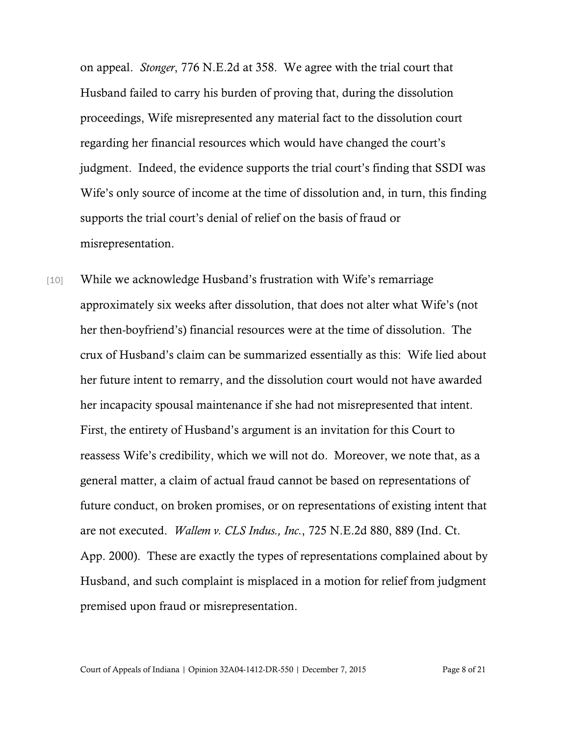on appeal. *Stonger*, 776 N.E.2d at 358. We agree with the trial court that Husband failed to carry his burden of proving that, during the dissolution proceedings, Wife misrepresented any material fact to the dissolution court regarding her financial resources which would have changed the court's judgment. Indeed, the evidence supports the trial court's finding that SSDI was Wife's only source of income at the time of dissolution and, in turn, this finding supports the trial court's denial of relief on the basis of fraud or misrepresentation.

[10] While we acknowledge Husband's frustration with Wife's remarriage approximately six weeks after dissolution, that does not alter what Wife's (not her then-boyfriend's) financial resources were at the time of dissolution. The crux of Husband's claim can be summarized essentially as this: Wife lied about her future intent to remarry, and the dissolution court would not have awarded her incapacity spousal maintenance if she had not misrepresented that intent. First, the entirety of Husband's argument is an invitation for this Court to reassess Wife's credibility, which we will not do. Moreover, we note that, as a general matter, a claim of actual fraud cannot be based on representations of future conduct, on broken promises, or on representations of existing intent that are not executed. *Wallem v. CLS Indus., Inc.*, 725 N.E.2d 880, 889 (Ind. Ct. App. 2000). These are exactly the types of representations complained about by Husband, and such complaint is misplaced in a motion for relief from judgment premised upon fraud or misrepresentation.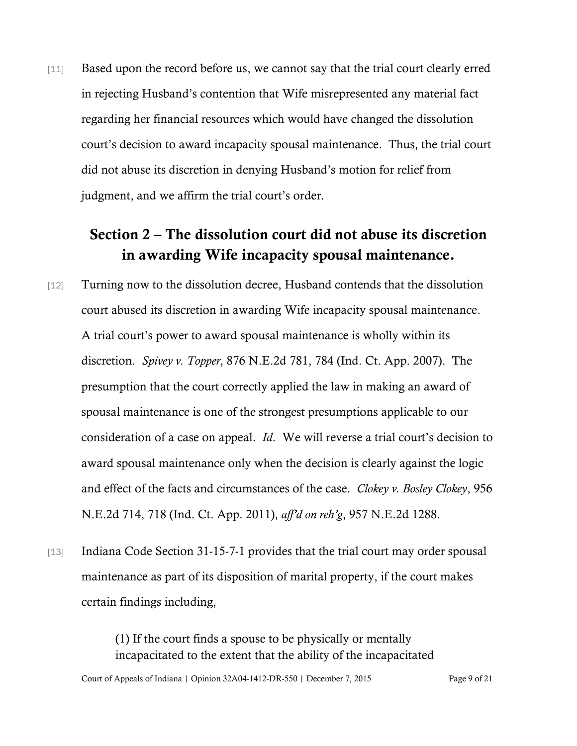[11] Based upon the record before us, we cannot say that the trial court clearly erred in rejecting Husband's contention that Wife misrepresented any material fact regarding her financial resources which would have changed the dissolution court's decision to award incapacity spousal maintenance. Thus, the trial court did not abuse its discretion in denying Husband's motion for relief from judgment, and we affirm the trial court's order.

## Section 2 – The dissolution court did not abuse its discretion in awarding Wife incapacity spousal maintenance.

[12] Turning now to the dissolution decree, Husband contends that the dissolution court abused its discretion in awarding Wife incapacity spousal maintenance. A trial court's power to award spousal maintenance is wholly within its discretion. *Spivey v. Topper*, 876 N.E.2d 781, 784 (Ind. Ct. App. 2007). The presumption that the court correctly applied the law in making an award of spousal maintenance is one of the strongest presumptions applicable to our consideration of a case on appeal. *Id*. We will reverse a trial court's decision to award spousal maintenance only when the decision is clearly against the logic and effect of the facts and circumstances of the case. *Clokey v. Bosley Clokey*, 956 N.E.2d 714, 718 (Ind. Ct. App. 2011), *aff'd on reh'g*, 957 N.E.2d 1288.

[13] Indiana Code Section 31-15-7-1 provides that the trial court may order spousal maintenance as part of its disposition of marital property, if the court makes certain findings including,

> (1) If the court finds a spouse to be physically or mentally incapacitated to the extent that the ability of the incapacitated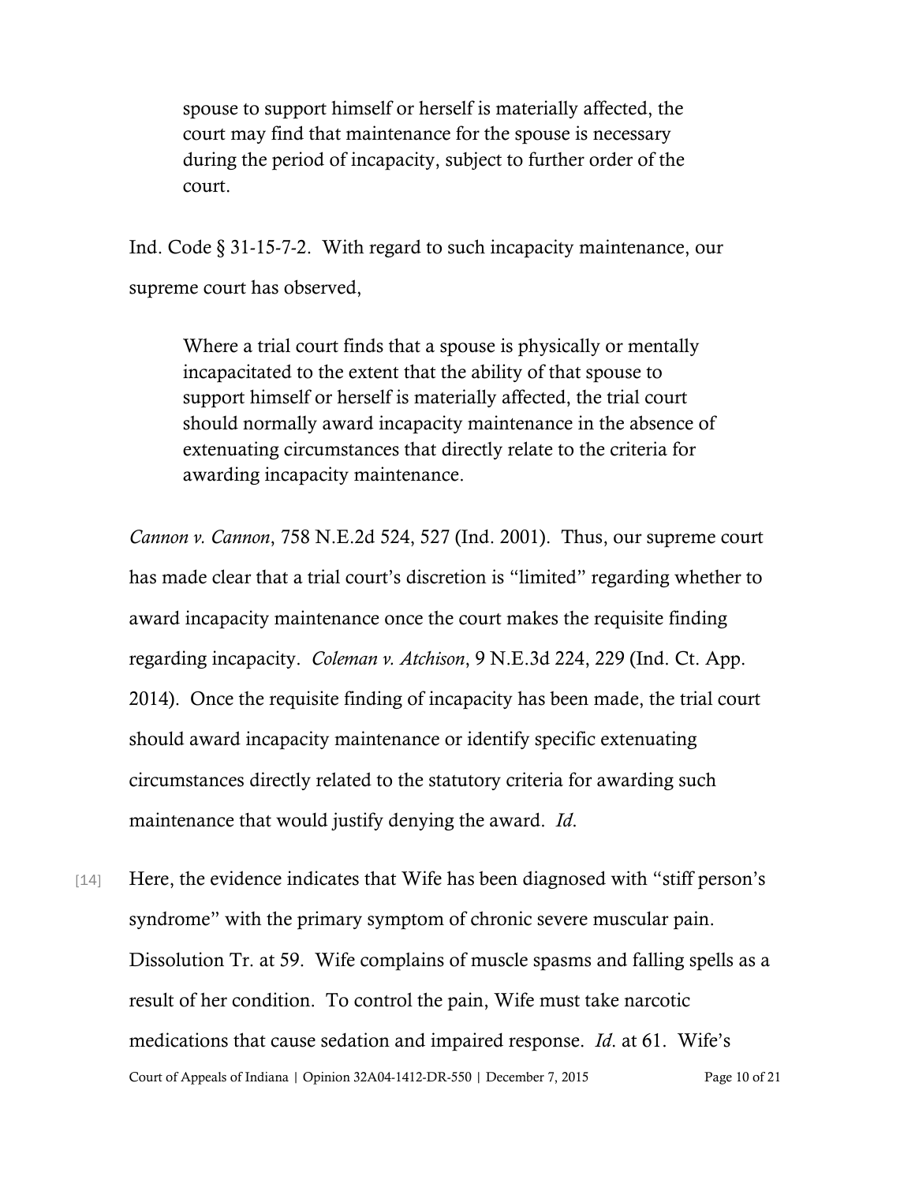> spouse to support himself or herself is materially affected, the court may find that maintenance for the spouse is necessary during the period of incapacity, subject to further order of the court.

Ind. Code § 31-15-7-2. With regard to such incapacity maintenance, our supreme court has observed,

> Where a trial court finds that a spouse is physically or mentally incapacitated to the extent that the ability of that spouse to support himself or herself is materially affected, the trial court should normally award incapacity maintenance in the absence of extenuating circumstances that directly relate to the criteria for awarding incapacity maintenance.

*Cannon v. Cannon*, 758 N.E.2d 524, 527 (Ind. 2001). Thus, our supreme court has made clear that a trial court's discretion is "limited" regarding whether to award incapacity maintenance once the court makes the requisite finding regarding incapacity. *Coleman v. Atchison*, 9 N.E.3d 224, 229 (Ind. Ct. App. 2014). Once the requisite finding of incapacity has been made, the trial court should award incapacity maintenance or identify specific extenuating circumstances directly related to the statutory criteria for awarding such maintenance that would justify denying the award. *Id.*

[14] Here, the evidence indicates that Wife has been diagnosed with "stiff person's syndrome" with the primary symptom of chronic severe muscular pain. Dissolution Tr. at 59. Wife complains of muscle spasms and falling spells as a result of her condition. To control the pain, Wife must take narcotic medications that cause sedation and impaired response. *Id.* at 61. Wife's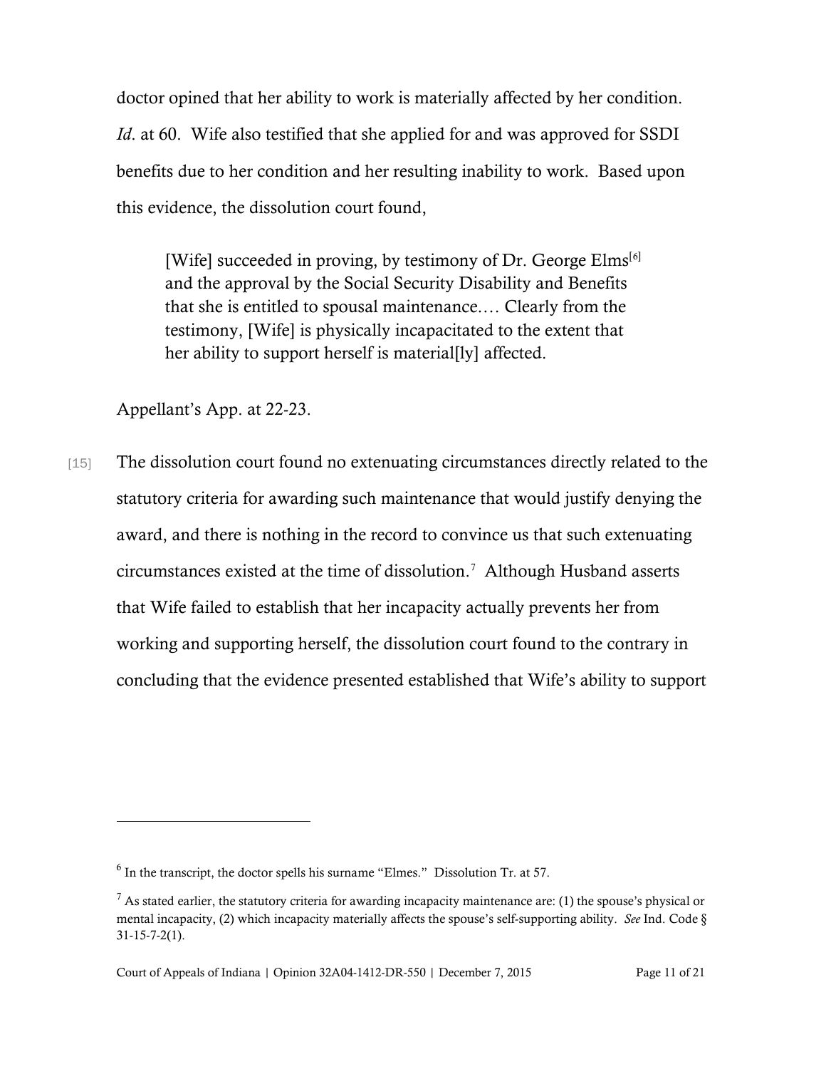doctor opined that her ability to work is materially affected by her condition. *Id*. at 60. Wife also testified that she applied for and was approved for SSDI benefits due to her condition and her resulting inability to work. Based upon this evidence, the dissolution court found,

> [Wife] succeeded in proving, by testimony of Dr. George Elms[6] and the approval by the Social Security Disability and Benefits that she is entitled to spousal maintenance.… Clearly from the testimony, [Wife] is physically incapacitated to the extent that her ability to support herself is material[ly] affected.

Appellant's App. at 22-23.

[15] The dissolution court found no extenuating circumstances directly related to the statutory criteria for awarding such maintenance that would justify denying the award, and there is nothing in the record to convince us that such extenuating circumstances existed at the time of dissolution.[7] Although Husband asserts that Wife failed to establish that her incapacity actually prevents her from working and supporting herself, the dissolution court found to the contrary in concluding that the evidence presented established that Wife's ability to support

---

[6] In the transcript, the doctor spells his surname "Elmes." Dissolution Tr. at 57.

[7] As stated earlier, the statutory criteria for awarding incapacity maintenance are: (1) the spouse's physical or mental incapacity, (2) which incapacity materially affects the spouse's self-supporting ability. *See* Ind. Code § 31-15-7-2(1).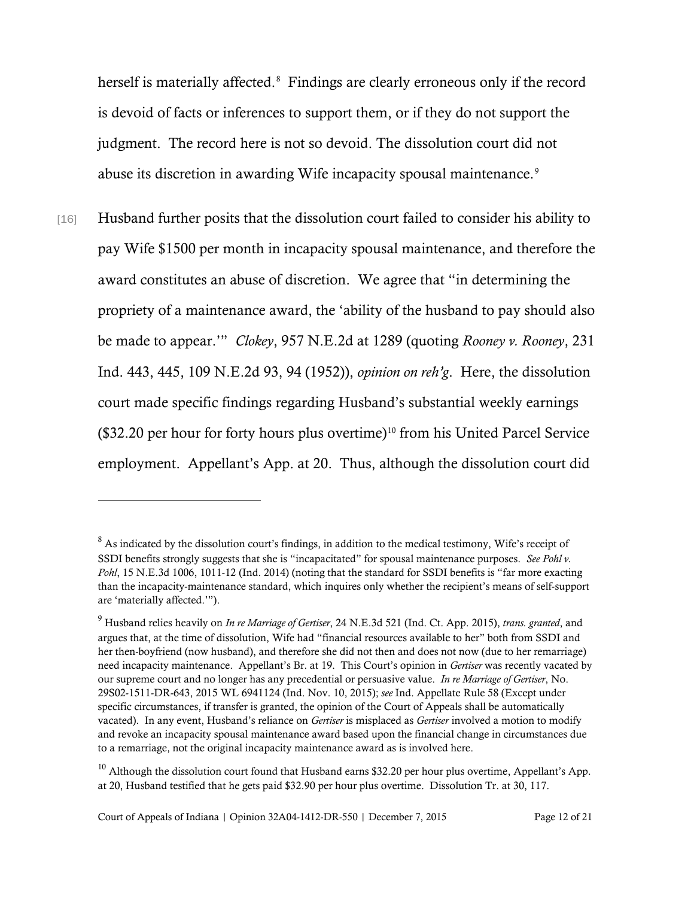herself is materially affected.[8] Findings are clearly erroneous only if the record is devoid of facts or inferences to support them, or if they do not support the judgment. The record here is not so devoid. The dissolution court did not abuse its discretion in awarding Wife incapacity spousal maintenance.[9]

[16] Husband further posits that the dissolution court failed to consider his ability to pay Wife $1500 per month in incapacity spousal maintenance, and therefore the award constitutes an abuse of discretion. We agree that "in determining the propriety of a maintenance award, the 'ability of the husband to pay should also be made to appear.'" *Clokey*, 957 N.E.2d at 1289 (quoting *Rooney v. Rooney*, 231 Ind. 443, 445, 109 N.E.2d 93, 94 (1952)), *opinion on reh'g*. Here, the dissolution court made specific findings regarding Husband's substantial weekly earnings ($32.20 per hour for forty hours plus overtime)[10] from his United Parcel Service employment. Appellant's App. at 20. Thus, although the dissolution court did

---

[8] As indicated by the dissolution court's findings, in addition to the medical testimony, Wife's receipt of SSDI benefits strongly suggests that she is "incapacitated" for spousal maintenance purposes. *See Pohl v. Pohl*, 15 N.E.3d 1006, 1011-12 (Ind. 2014) (noting that the standard for SSDI benefits is "far more exacting than the incapacity-maintenance standard, which inquires only whether the recipient's means of self-support are 'materially affected.'").

[9] Husband relies heavily on *In re Marriage of Gertiser*, 24 N.E.3d 521 (Ind. Ct. App. 2015), *trans. granted*, and argues that, at the time of dissolution, Wife had "financial resources available to her" both from SSDI and her then-boyfriend (now husband), and therefore she did not then and does not now (due to her remarriage) need incapacity maintenance. Appellant's Br. at 19. This Court's opinion in *Gertiser* was recently vacated by our supreme court and no longer has any precedential or persuasive value. *In re Marriage of Gertiser*, No. 29S02-1511-DR-643, 2015 WL 6941124 (Ind. Nov. 10, 2015); *see* Ind. Appellate Rule 58 (Except under specific circumstances, if transfer is granted, the opinion of the Court of Appeals shall be automatically vacated). In any event, Husband's reliance on *Gertiser* is misplaced as *Gertiser* involved a motion to modify and revoke an incapacity spousal maintenance award based upon the financial change in circumstances due to a remarriage, not the original incapacity maintenance award as is involved here.

[10] Although the dissolution court found that Husband earns $32.20 per hour plus overtime, Appellant's App. at 20, Husband testified that he gets paid $32.90 per hour plus overtime. Dissolution Tr. at 30, 117.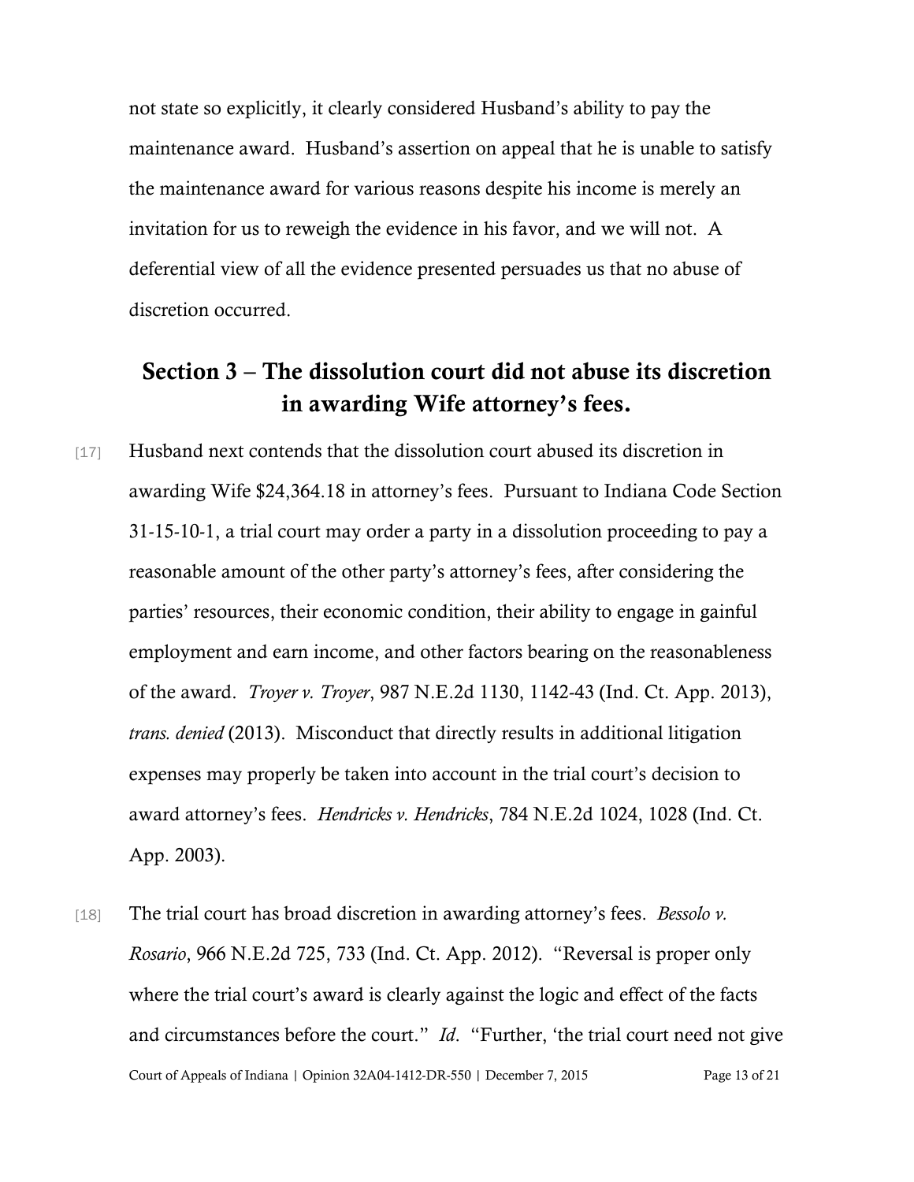not state so explicitly, it clearly considered Husband's ability to pay the maintenance award. Husband's assertion on appeal that he is unable to satisfy the maintenance award for various reasons despite his income is merely an invitation for us to reweigh the evidence in his favor, and we will not. A deferential view of all the evidence presented persuades us that no abuse of discretion occurred.

## Section 3 – The dissolution court did not abuse its discretion in awarding Wife attorney's fees.

[17] Husband next contends that the dissolution court abused its discretion in awarding Wife $24,364.18 in attorney's fees. Pursuant to Indiana Code Section 31-15-10-1, a trial court may order a party in a dissolution proceeding to pay a reasonable amount of the other party's attorney's fees, after considering the parties' resources, their economic condition, their ability to engage in gainful employment and earn income, and other factors bearing on the reasonableness of the award. *Troyer v. Troyer*, 987 N.E.2d 1130, 1142-43 (Ind. Ct. App. 2013), *trans. denied* (2013). Misconduct that directly results in additional litigation expenses may properly be taken into account in the trial court's decision to award attorney's fees. *Hendricks v. Hendricks*, 784 N.E.2d 1024, 1028 (Ind. Ct. App. 2003).

[18] The trial court has broad discretion in awarding attorney's fees. *Bessolo v. Rosario*, 966 N.E.2d 725, 733 (Ind. Ct. App. 2012). "Reversal is proper only where the trial court's award is clearly against the logic and effect of the facts and circumstances before the court." *Id*. "Further, 'the trial court need not give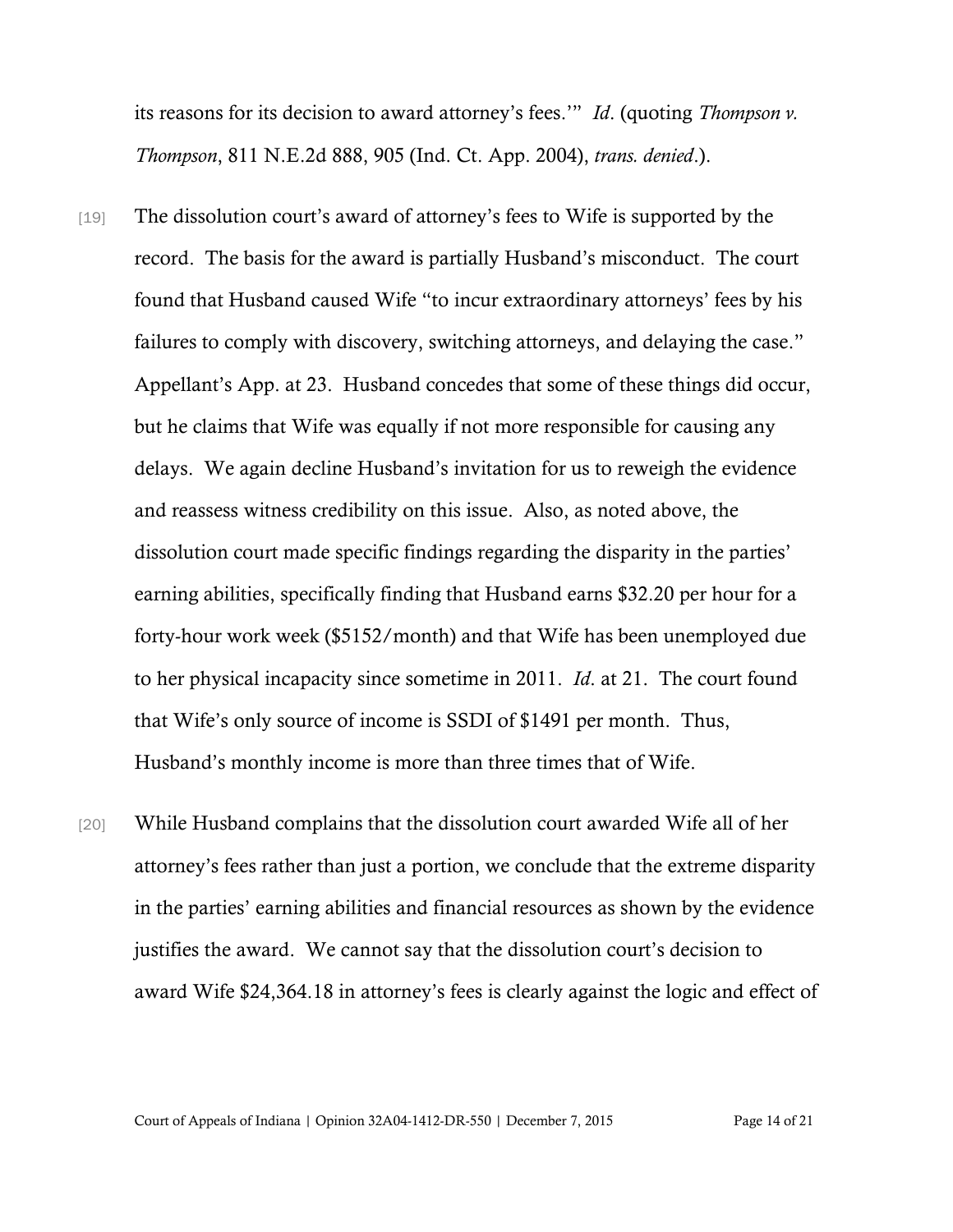its reasons for its decision to award attorney's fees.'" *Id*. (quoting *Thompson v. Thompson*, 811 N.E.2d 888, 905 (Ind. Ct. App. 2004), *trans. denied*.).

[19] The dissolution court's award of attorney's fees to Wife is supported by the record. The basis for the award is partially Husband's misconduct. The court found that Husband caused Wife "to incur extraordinary attorneys' fees by his failures to comply with discovery, switching attorneys, and delaying the case." Appellant's App. at 23. Husband concedes that some of these things did occur, but he claims that Wife was equally if not more responsible for causing any delays. We again decline Husband's invitation for us to reweigh the evidence and reassess witness credibility on this issue. Also, as noted above, the dissolution court made specific findings regarding the disparity in the parties' earning abilities, specifically finding that Husband earns $32.20 per hour for a forty-hour work week ($5152/month) and that Wife has been unemployed due to her physical incapacity since sometime in 2011. *Id*. at 21. The court found that Wife's only source of income is SSDI of $1491 per month. Thus, Husband's monthly income is more than three times that of Wife.

[20] While Husband complains that the dissolution court awarded Wife all of her attorney's fees rather than just a portion, we conclude that the extreme disparity in the parties' earning abilities and financial resources as shown by the evidence justifies the award. We cannot say that the dissolution court's decision to award Wife $24,364.18 in attorney's fees is clearly against the logic and effect of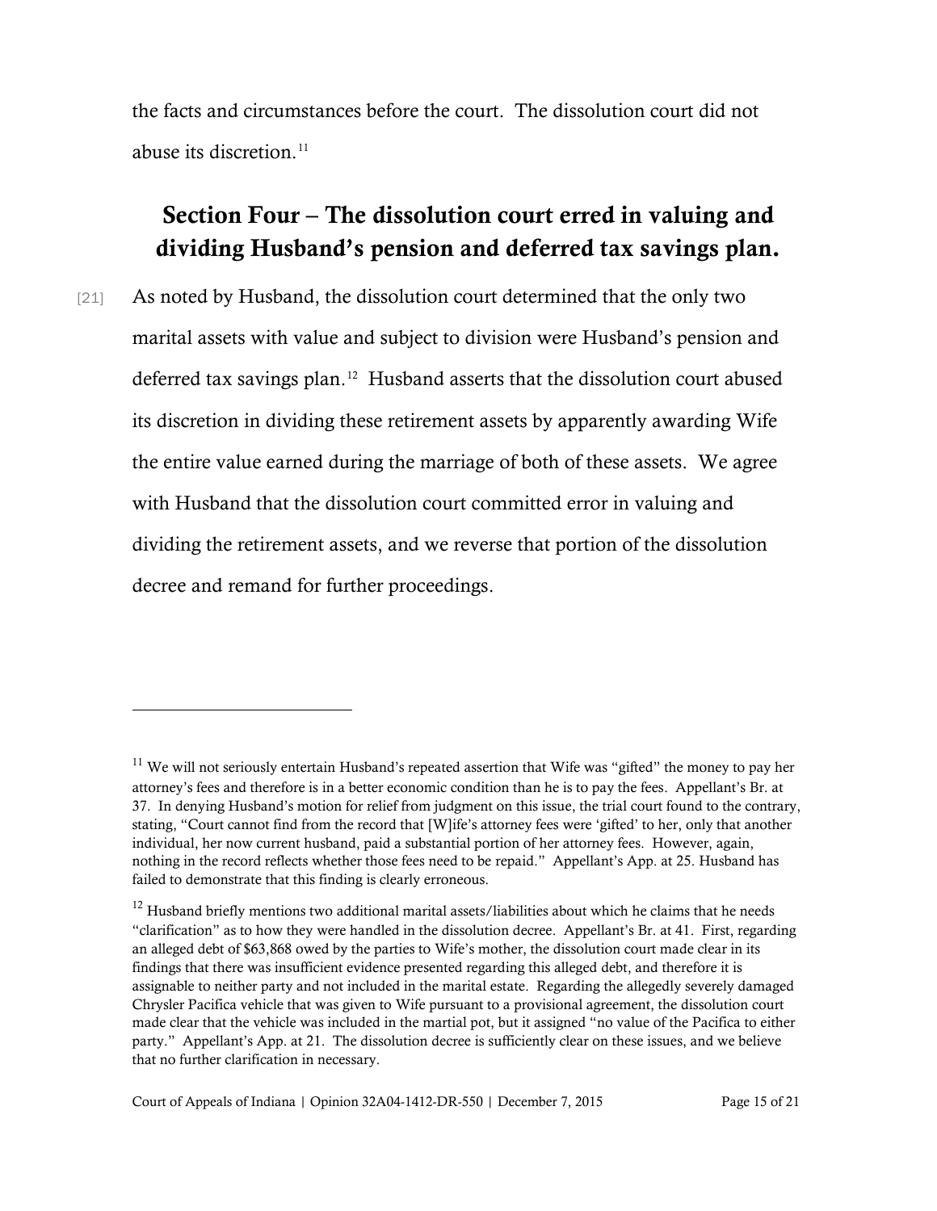the facts and circumstances before the court. The dissolution court did not abuse its discretion.[11]

## Section Four – The dissolution court erred in valuing and dividing Husband's pension and deferred tax savings plan.

[21] As noted by Husband, the dissolution court determined that the only two marital assets with value and subject to division were Husband's pension and deferred tax savings plan.[12] Husband asserts that the dissolution court abused its discretion in dividing these retirement assets by apparently awarding Wife the entire value earned during the marriage of both of these assets. We agree with Husband that the dissolution court committed error in valuing and dividing the retirement assets, and we reverse that portion of the dissolution decree and remand for further proceedings.

---

[11] We will not seriously entertain Husband's repeated assertion that Wife was "gifted" the money to pay her attorney's fees and therefore is in a better economic condition than he is to pay the fees. Appellant's Br. at 37. In denying Husband's motion for relief from judgment on this issue, the trial court found to the contrary, stating, "Court cannot find from the record that [W]ife's attorney fees were 'gifted' to her, only that another individual, her now current husband, paid a substantial portion of her attorney fees. However, again, nothing in the record reflects whether those fees need to be repaid." Appellant's App. at 25. Husband has failed to demonstrate that this finding is clearly erroneous.

[12] Husband briefly mentions two additional marital assets/liabilities about which he claims that he needs "clarification" as to how they were handled in the dissolution decree. Appellant's Br. at 41. First, regarding an alleged debt of $63,868 owed by the parties to Wife's mother, the dissolution court made clear in its findings that there was insufficient evidence presented regarding this alleged debt, and therefore it is assignable to neither party and not included in the marital estate. Regarding the allegedly severely damaged Chrysler Pacifica vehicle that was given to Wife pursuant to a provisional agreement, the dissolution court made clear that the vehicle was included in the martial pot, but it assigned "no value of the Pacifica to either party." Appellant's App. at 21. The dissolution decree is sufficiently clear on these issues, and we believe that no further clarification in necessary.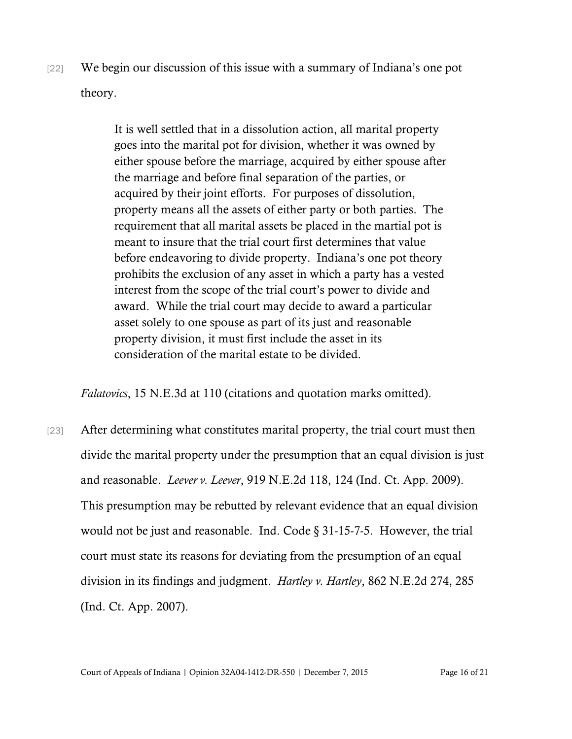[22] We begin our discussion of this issue with a summary of Indiana's one pot theory.

> It is well settled that in a dissolution action, all marital property goes into the marital pot for division, whether it was owned by either spouse before the marriage, acquired by either spouse after the marriage and before final separation of the parties, or acquired by their joint efforts. For purposes of dissolution, property means all the assets of either party or both parties. The requirement that all marital assets be placed in the martial pot is meant to insure that the trial court first determines that value before endeavoring to divide property. Indiana's one pot theory prohibits the exclusion of any asset in which a party has a vested interest from the scope of the trial court's power to divide and award. While the trial court may decide to award a particular asset solely to one spouse as part of its just and reasonable property division, it must first include the asset in its consideration of the marital estate to be divided.

*Falatovics*, 15 N.E.3d at 110 (citations and quotation marks omitted).

[23] After determining what constitutes marital property, the trial court must then divide the marital property under the presumption that an equal division is just and reasonable. *Leever v. Leever*, 919 N.E.2d 118, 124 (Ind. Ct. App. 2009). This presumption may be rebutted by relevant evidence that an equal division would not be just and reasonable. Ind. Code § 31-15-7-5. However, the trial court must state its reasons for deviating from the presumption of an equal division in its findings and judgment. *Hartley v. Hartley*, 862 N.E.2d 274, 285 (Ind. Ct. App. 2007).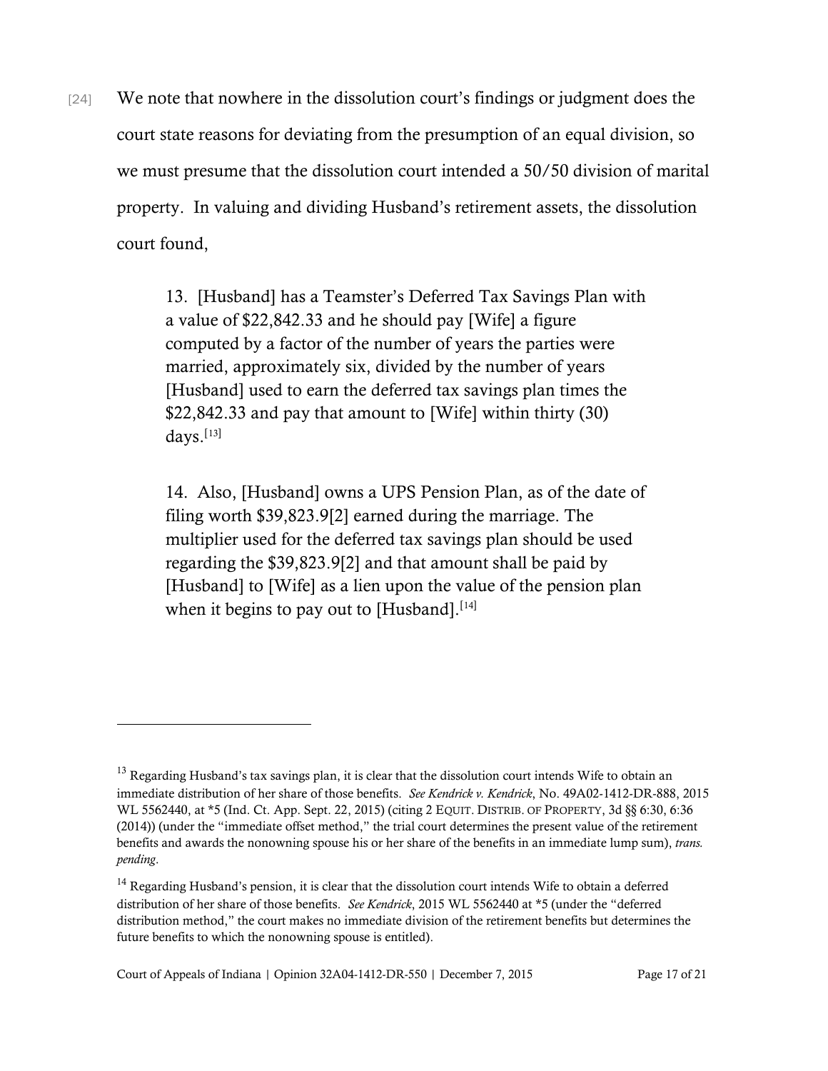[24] We note that nowhere in the dissolution court's findings or judgment does the court state reasons for deviating from the presumption of an equal division, so we must presume that the dissolution court intended a 50/50 division of marital property. In valuing and dividing Husband's retirement assets, the dissolution court found,

> 13. [Husband] has a Teamster's Deferred Tax Savings Plan with a value of $22,842.33 and he should pay [Wife] a figure computed by a factor of the number of years the parties were married, approximately six, divided by the number of years [Husband] used to earn the deferred tax savings plan times the $22,842.33 and pay that amount to [Wife] within thirty (30) days.[13]
>
> 14. Also, [Husband] owns a UPS Pension Plan, as of the date of filing worth $39,823.9[2] earned during the marriage. The multiplier used for the deferred tax savings plan should be used regarding the $39,823.9[2] and that amount shall be paid by [Husband] to [Wife] as a lien upon the value of the pension plan when it begins to pay out to [Husband].[14]

---

[13] Regarding Husband's tax savings plan, it is clear that the dissolution court intends Wife to obtain an immediate distribution of her share of those benefits. *See Kendrick v. Kendrick*, No. 49A02-1412-DR-888, 2015 WL 5562440, at *5 (Ind. Ct. App. Sept. 22, 2015) (citing 2 EQUIT. DISTRIB. OF PROPERTY, 3d §§ 6:30, 6:36 (2014)) (under the "immediate offset method," the trial court determines the present value of the retirement benefits and awards the nonowning spouse his or her share of the benefits in an immediate lump sum), *trans. pending*.

[14] Regarding Husband's pension, it is clear that the dissolution court intends Wife to obtain a deferred distribution of her share of those benefits. *See Kendrick*, 2015 WL 5562440 at *5 (under the "deferred distribution method," the court makes no immediate division of the retirement benefits but determines the future benefits to which the nonowning spouse is entitled).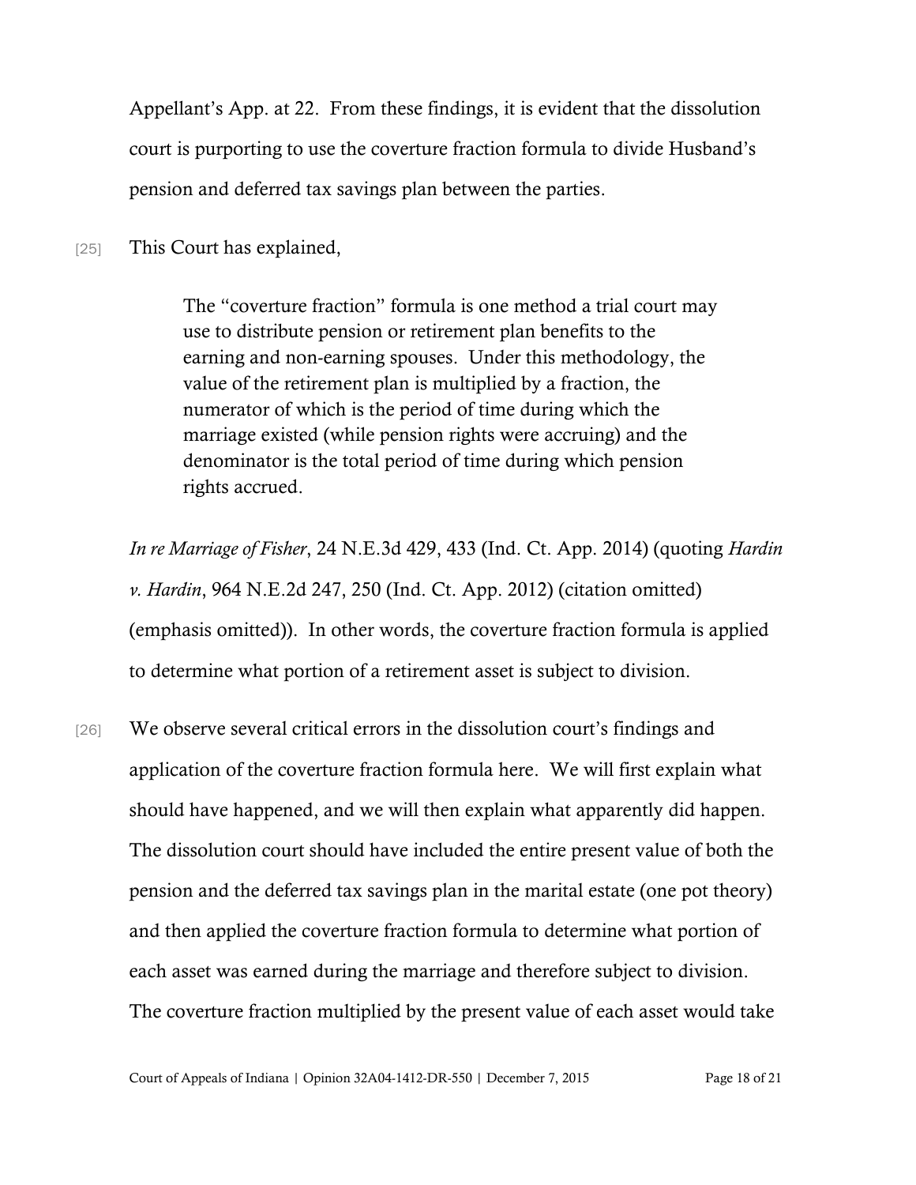Appellant's App. at 22. From these findings, it is evident that the dissolution court is purporting to use the coverture fraction formula to divide Husband's pension and deferred tax savings plan between the parties.

[25] This Court has explained,

> The "coverture fraction" formula is one method a trial court may use to distribute pension or retirement plan benefits to the earning and non-earning spouses. Under this methodology, the value of the retirement plan is multiplied by a fraction, the numerator of which is the period of time during which the marriage existed (while pension rights were accruing) and the denominator is the total period of time during which pension rights accrued.

*In re Marriage of Fisher*, 24 N.E.3d 429, 433 (Ind. Ct. App. 2014) (quoting *Hardin v. Hardin*, 964 N.E.2d 247, 250 (Ind. Ct. App. 2012) (citation omitted) (emphasis omitted)). In other words, the coverture fraction formula is applied to determine what portion of a retirement asset is subject to division.

[26] We observe several critical errors in the dissolution court's findings and application of the coverture fraction formula here. We will first explain what should have happened, and we will then explain what apparently did happen. The dissolution court should have included the entire present value of both the pension and the deferred tax savings plan in the marital estate (one pot theory) and then applied the coverture fraction formula to determine what portion of each asset was earned during the marriage and therefore subject to division. The coverture fraction multiplied by the present value of each asset would take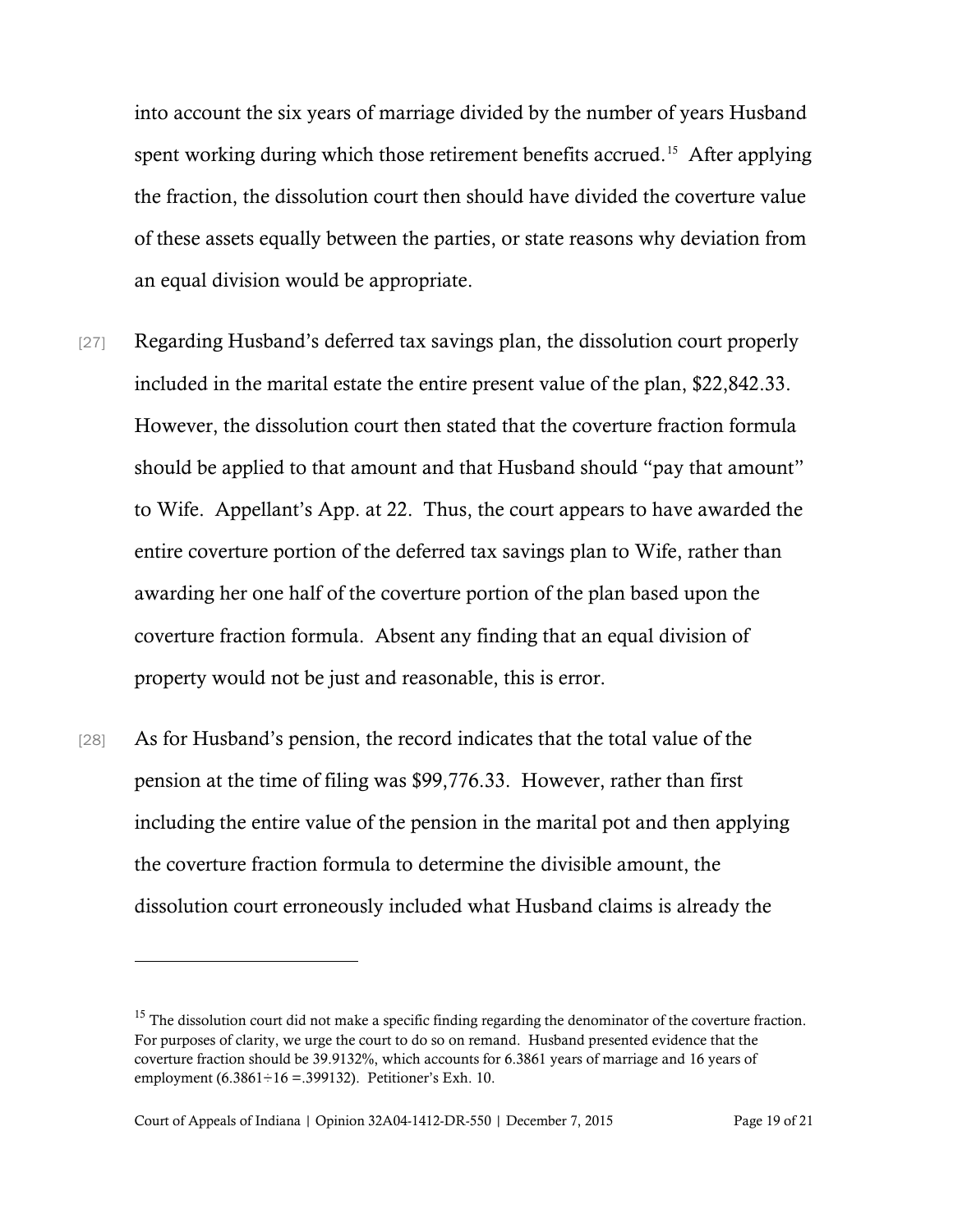into account the six years of marriage divided by the number of years Husband spent working during which those retirement benefits accrued.[15] After applying the fraction, the dissolution court then should have divided the coverture value of these assets equally between the parties, or state reasons why deviation from an equal division would be appropriate.

[27] Regarding Husband's deferred tax savings plan, the dissolution court properly included in the marital estate the entire present value of the plan, $22,842.33. However, the dissolution court then stated that the coverture fraction formula should be applied to that amount and that Husband should "pay that amount" to Wife. Appellant's App. at 22. Thus, the court appears to have awarded the entire coverture portion of the deferred tax savings plan to Wife, rather than awarding her one half of the coverture portion of the plan based upon the coverture fraction formula. Absent any finding that an equal division of property would not be just and reasonable, this is error.

[28] As for Husband's pension, the record indicates that the total value of the pension at the time of filing was $99,776.33. However, rather than first including the entire value of the pension in the marital pot and then applying the coverture fraction formula to determine the divisible amount, the dissolution court erroneously included what Husband claims is already the

---

[15] The dissolution court did not make a specific finding regarding the denominator of the coverture fraction. For purposes of clarity, we urge the court to do so on remand. Husband presented evidence that the coverture fraction should be 39.9132%, which accounts for 6.3861 years of marriage and 16 years of employment (6.3861÷16 =.399132). Petitioner's Exh. 10.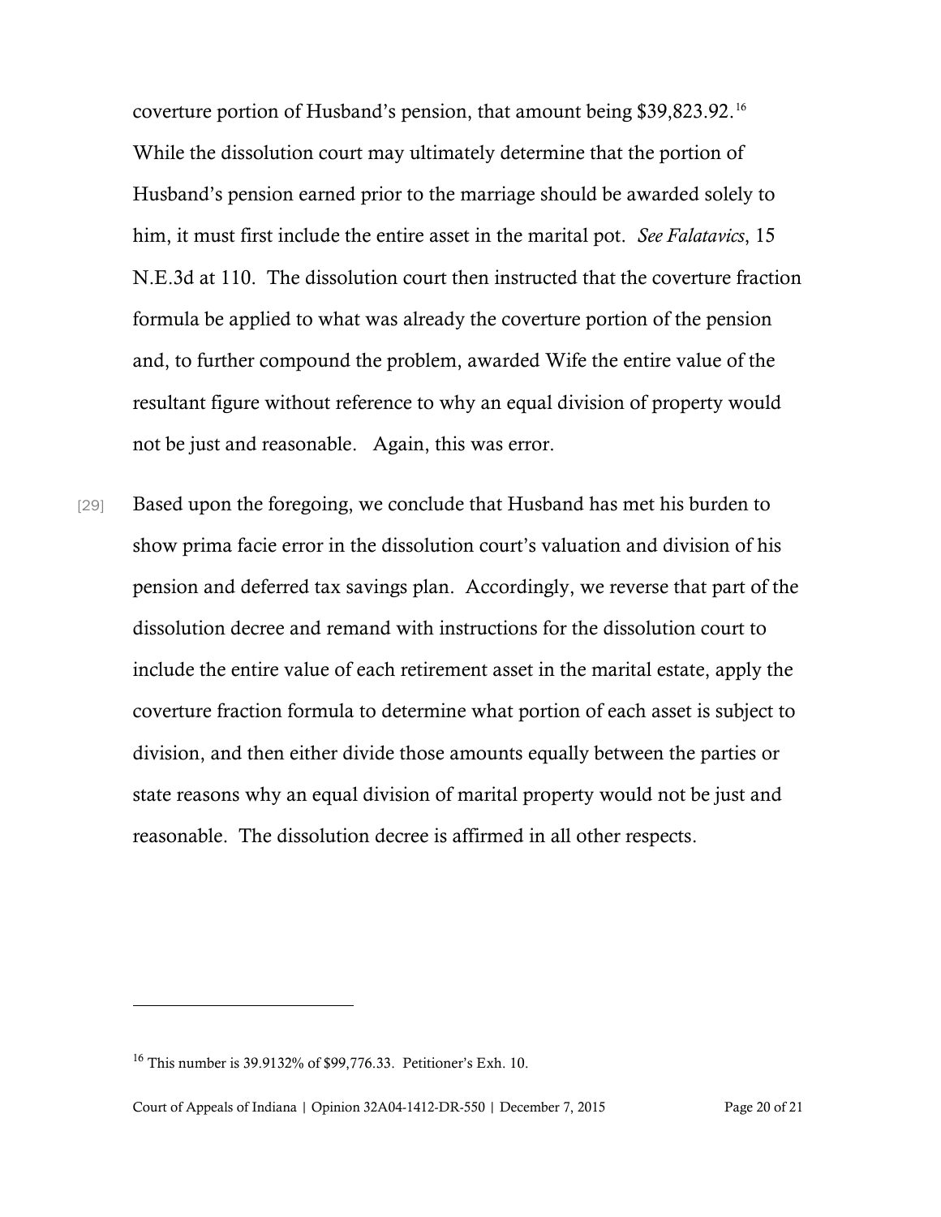coverture portion of Husband's pension, that amount being $39,823.92.[16] While the dissolution court may ultimately determine that the portion of Husband's pension earned prior to the marriage should be awarded solely to him, it must first include the entire asset in the marital pot. *See Falatavics*, 15 N.E.3d at 110. The dissolution court then instructed that the coverture fraction formula be applied to what was already the coverture portion of the pension and, to further compound the problem, awarded Wife the entire value of the resultant figure without reference to why an equal division of property would not be just and reasonable. Again, this was error.

[29] Based upon the foregoing, we conclude that Husband has met his burden to show prima facie error in the dissolution court's valuation and division of his pension and deferred tax savings plan. Accordingly, we reverse that part of the dissolution decree and remand with instructions for the dissolution court to include the entire value of each retirement asset in the marital estate, apply the coverture fraction formula to determine what portion of each asset is subject to division, and then either divide those amounts equally between the parties or state reasons why an equal division of marital property would not be just and reasonable. The dissolution decree is affirmed in all other respects.

---

[16] This number is 39.9132% of $99,776.33. Petitioner's Exh. 10.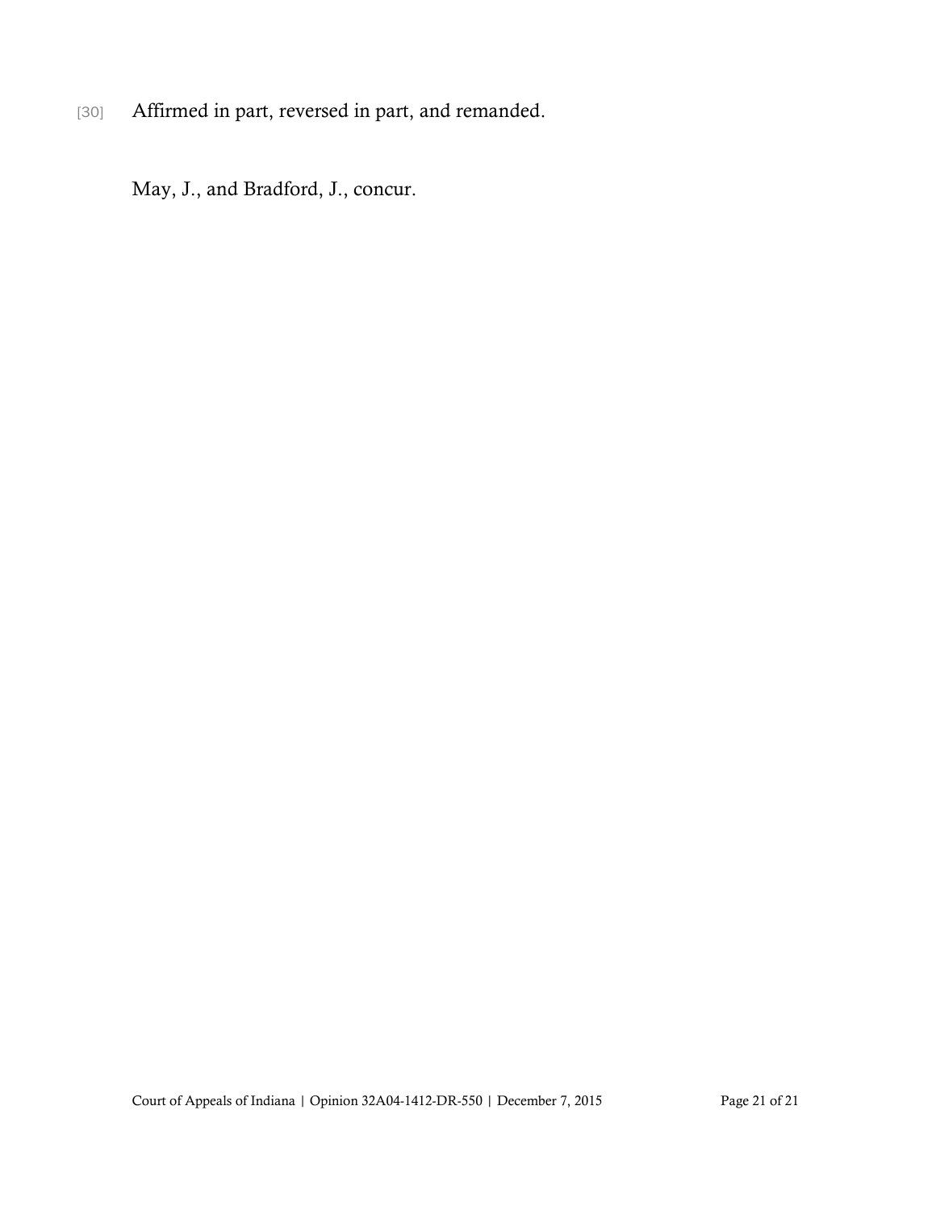[30] Affirmed in part, reversed in part, and remanded.

May, J., and Bradford, J., concur.